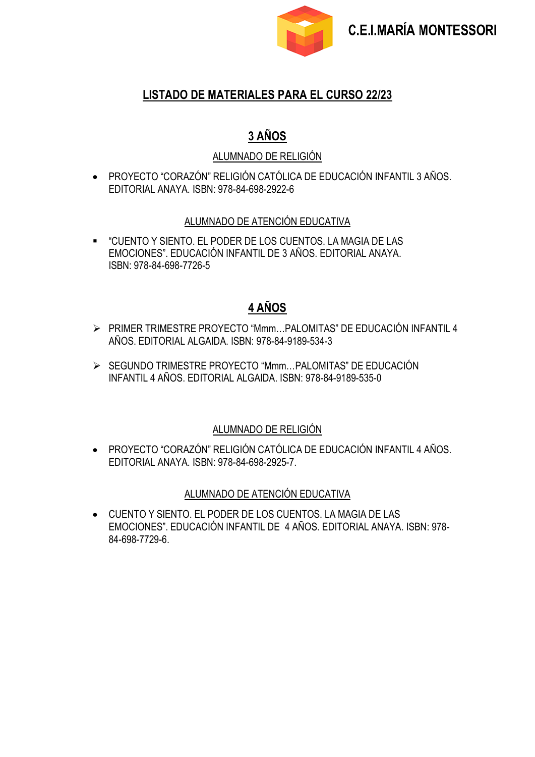C.E.I.MARÍA MONTESSORI

# LISTADO DE MATERIALES PARA EL CURSO 22/23

## 3 AÑOS

### ALUMNADO DE RELIGIÓN

- PROYECTO "CORAZÓN" RELIGIÓN CATÓLICA DE EDUCACIÓN INFANTIL 3 AÑOS. EDITORIAL ANAYA. ISBN: 978-84-698-2922-6

### ALUMNADO DE ATENCIÓN EDUCATIVA

- "CUENTO Y SIENTO. EL PODER DE LOS CUENTOS. LA MAGIA DE LAS EMOCIONES". EDUCACIÓN INFANTIL DE 3 AÑOS. EDITORIAL ANAYA. ISBN: 978-84-698-7726-5

## 4 AÑOS

- PRIMER TRIMESTRE PROYECTO "Mmm…PALOMITAS" DE EDUCACIÓN INFANTIL 4 AÑOS. EDITORIAL ALGAIDA. ISBN: 978-84-9189-534-3
- SEGUNDO TRIMESTRE PROYECTO "Mmm…PALOMITAS" DE EDUCACIÓN INFANTIL 4 AÑOS. EDITORIAL ALGAIDA. ISBN: 978-84-9189-535-0

### ALUMNADO DE RELIGIÓN

- PROYECTO "CORAZÓN" RELIGIÓN CATÓLICA DE EDUCACIÓN INFANTIL 4 AÑOS. EDITORIAL ANAYA. ISBN: 978-84-698-2925-7.

### ALUMNADO DE ATENCIÓN EDUCATIVA

- CUENTO Y SIENTO. EL PODER DE LOS CUENTOS. LA MAGIA DE LAS EMOCIONES". EDUCACIÓN INFANTIL DE 4 AÑOS. EDITORIAL ANAYA. ISBN: 978-84-698-7729-6.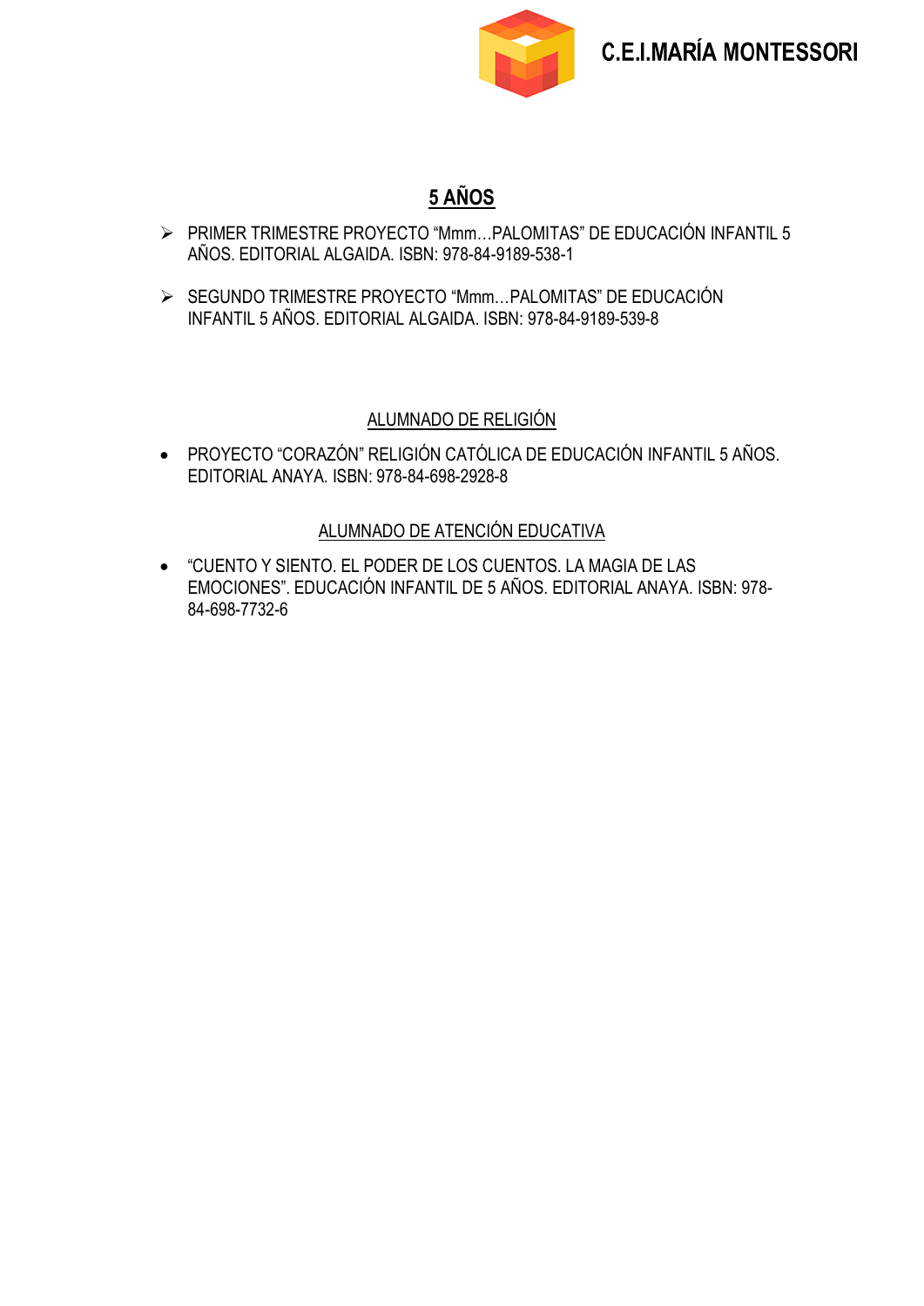## 5 AÑOS

- PRIMER TRIMESTRE PROYECTO "Mmm…PALOMITAS" DE EDUCACIÓN INFANTIL 5 AÑOS. EDITORIAL ALGAIDA. ISBN: 978-84-9189-538-1

- SEGUNDO TRIMESTRE PROYECTO "Mmm…PALOMITAS" DE EDUCACIÓN INFANTIL 5 AÑOS. EDITORIAL ALGAIDA. ISBN: 978-84-9189-539-8

### ALUMNADO DE RELIGIÓN

- PROYECTO "CORAZÓN" RELIGIÓN CATÓLICA DE EDUCACIÓN INFANTIL 5 AÑOS. EDITORIAL ANAYA. ISBN: 978-84-698-2928-8

### ALUMNADO DE ATENCIÓN EDUCATIVA

- "CUENTO Y SIENTO. EL PODER DE LOS CUENTOS. LA MAGIA DE LAS EMOCIONES". EDUCACIÓN INFANTIL DE 5 AÑOS. EDITORIAL ANAYA. ISBN: 978-84-698-7732-6